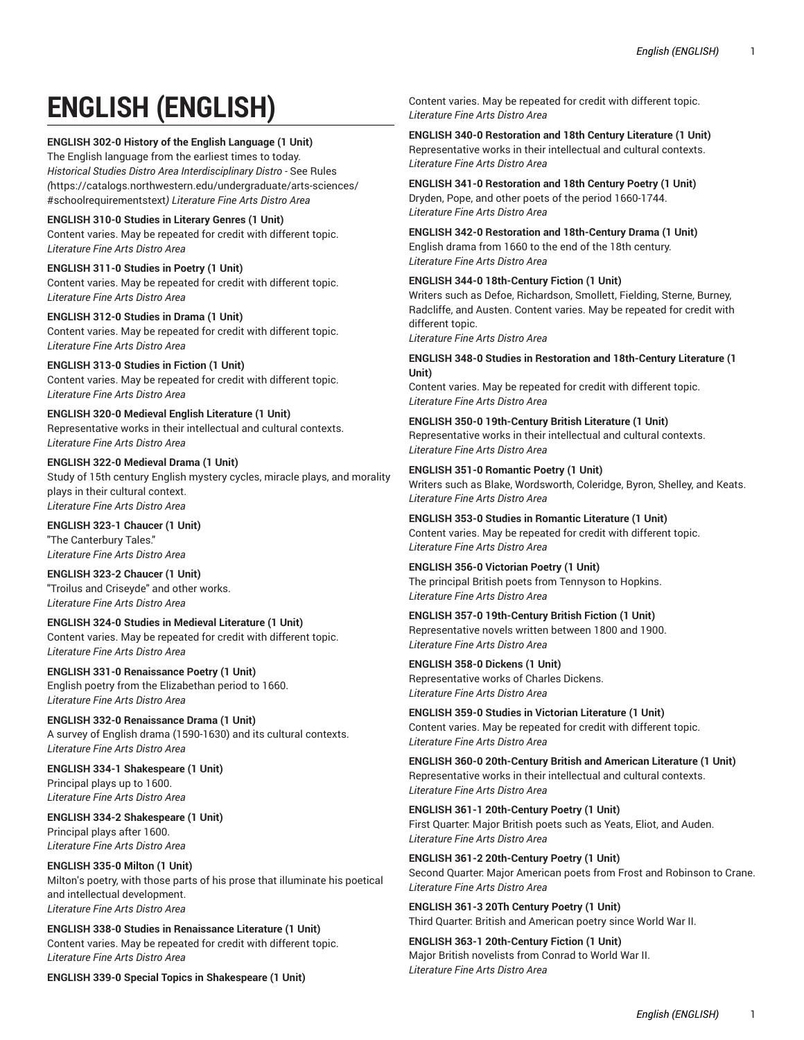# ENGLISH (ENGLISH)

**ENGLISH 302-0 History of the English Language (1 Unit)**
The English language from the earliest times to today.
*Historical Studies Distro Area Interdisciplinary Distro* - See Rules *(*https://catalogs.northwestern.edu/undergraduate/arts-sciences/#schoolrequirementstext*) Literature Fine Arts Distro Area*

**ENGLISH 310-0 Studies in Literary Genres (1 Unit)**
Content varies. May be repeated for credit with different topic.
*Literature Fine Arts Distro Area*

**ENGLISH 311-0 Studies in Poetry (1 Unit)**
Content varies. May be repeated for credit with different topic.
*Literature Fine Arts Distro Area*

**ENGLISH 312-0 Studies in Drama (1 Unit)**
Content varies. May be repeated for credit with different topic.
*Literature Fine Arts Distro Area*

**ENGLISH 313-0 Studies in Fiction (1 Unit)**
Content varies. May be repeated for credit with different topic.
*Literature Fine Arts Distro Area*

**ENGLISH 320-0 Medieval English Literature (1 Unit)**
Representative works in their intellectual and cultural contexts.
*Literature Fine Arts Distro Area*

**ENGLISH 322-0 Medieval Drama (1 Unit)**
Study of 15th century English mystery cycles, miracle plays, and morality plays in their cultural context.
*Literature Fine Arts Distro Area*

**ENGLISH 323-1 Chaucer (1 Unit)**
"The Canterbury Tales."
*Literature Fine Arts Distro Area*

**ENGLISH 323-2 Chaucer (1 Unit)**
"Troilus and Criseyde" and other works.
*Literature Fine Arts Distro Area*

**ENGLISH 324-0 Studies in Medieval Literature (1 Unit)**
Content varies. May be repeated for credit with different topic.
*Literature Fine Arts Distro Area*

**ENGLISH 331-0 Renaissance Poetry (1 Unit)**
English poetry from the Elizabethan period to 1660.
*Literature Fine Arts Distro Area*

**ENGLISH 332-0 Renaissance Drama (1 Unit)**
A survey of English drama (1590-1630) and its cultural contexts.
*Literature Fine Arts Distro Area*

**ENGLISH 334-1 Shakespeare (1 Unit)**
Principal plays up to 1600.
*Literature Fine Arts Distro Area*

**ENGLISH 334-2 Shakespeare (1 Unit)**
Principal plays after 1600.
*Literature Fine Arts Distro Area*

**ENGLISH 335-0 Milton (1 Unit)**
Milton's poetry, with those parts of his prose that illuminate his poetical and intellectual development.
*Literature Fine Arts Distro Area*

**ENGLISH 338-0 Studies in Renaissance Literature (1 Unit)**
Content varies. May be repeated for credit with different topic.
*Literature Fine Arts Distro Area*

**ENGLISH 339-0 Special Topics in Shakespeare (1 Unit)**
Content varies. May be repeated for credit with different topic.
*Literature Fine Arts Distro Area*

**ENGLISH 340-0 Restoration and 18th Century Literature (1 Unit)**
Representative works in their intellectual and cultural contexts.
*Literature Fine Arts Distro Area*

**ENGLISH 341-0 Restoration and 18th Century Poetry (1 Unit)**
Dryden, Pope, and other poets of the period 1660-1744.
*Literature Fine Arts Distro Area*

**ENGLISH 342-0 Restoration and 18th-Century Drama (1 Unit)**
English drama from 1660 to the end of the 18th century.
*Literature Fine Arts Distro Area*

**ENGLISH 344-0 18th-Century Fiction (1 Unit)**
Writers such as Defoe, Richardson, Smollett, Fielding, Sterne, Burney, Radcliffe, and Austen. Content varies. May be repeated for credit with different topic.
*Literature Fine Arts Distro Area*

**ENGLISH 348-0 Studies in Restoration and 18th-Century Literature (1 Unit)**
Content varies. May be repeated for credit with different topic.
*Literature Fine Arts Distro Area*

**ENGLISH 350-0 19th-Century British Literature (1 Unit)**
Representative works in their intellectual and cultural contexts.
*Literature Fine Arts Distro Area*

**ENGLISH 351-0 Romantic Poetry (1 Unit)**
Writers such as Blake, Wordsworth, Coleridge, Byron, Shelley, and Keats.
*Literature Fine Arts Distro Area*

**ENGLISH 353-0 Studies in Romantic Literature (1 Unit)**
Content varies. May be repeated for credit with different topic.
*Literature Fine Arts Distro Area*

**ENGLISH 356-0 Victorian Poetry (1 Unit)**
The principal British poets from Tennyson to Hopkins.
*Literature Fine Arts Distro Area*

**ENGLISH 357-0 19th-Century British Fiction (1 Unit)**
Representative novels written between 1800 and 1900.
*Literature Fine Arts Distro Area*

**ENGLISH 358-0 Dickens (1 Unit)**
Representative works of Charles Dickens.
*Literature Fine Arts Distro Area*

**ENGLISH 359-0 Studies in Victorian Literature (1 Unit)**
Content varies. May be repeated for credit with different topic.
*Literature Fine Arts Distro Area*

**ENGLISH 360-0 20th-Century British and American Literature (1 Unit)**
Representative works in their intellectual and cultural contexts.
*Literature Fine Arts Distro Area*

**ENGLISH 361-1 20th-Century Poetry (1 Unit)**
First Quarter: Major British poets such as Yeats, Eliot, and Auden.
*Literature Fine Arts Distro Area*

**ENGLISH 361-2 20th-Century Poetry (1 Unit)**
Second Quarter: Major American poets from Frost and Robinson to Crane.
*Literature Fine Arts Distro Area*

**ENGLISH 361-3 20Th Century Poetry (1 Unit)**
Third Quarter: British and American poetry since World War II.

**ENGLISH 363-1 20th-Century Fiction (1 Unit)**
Major British novelists from Conrad to World War II.
*Literature Fine Arts Distro Area*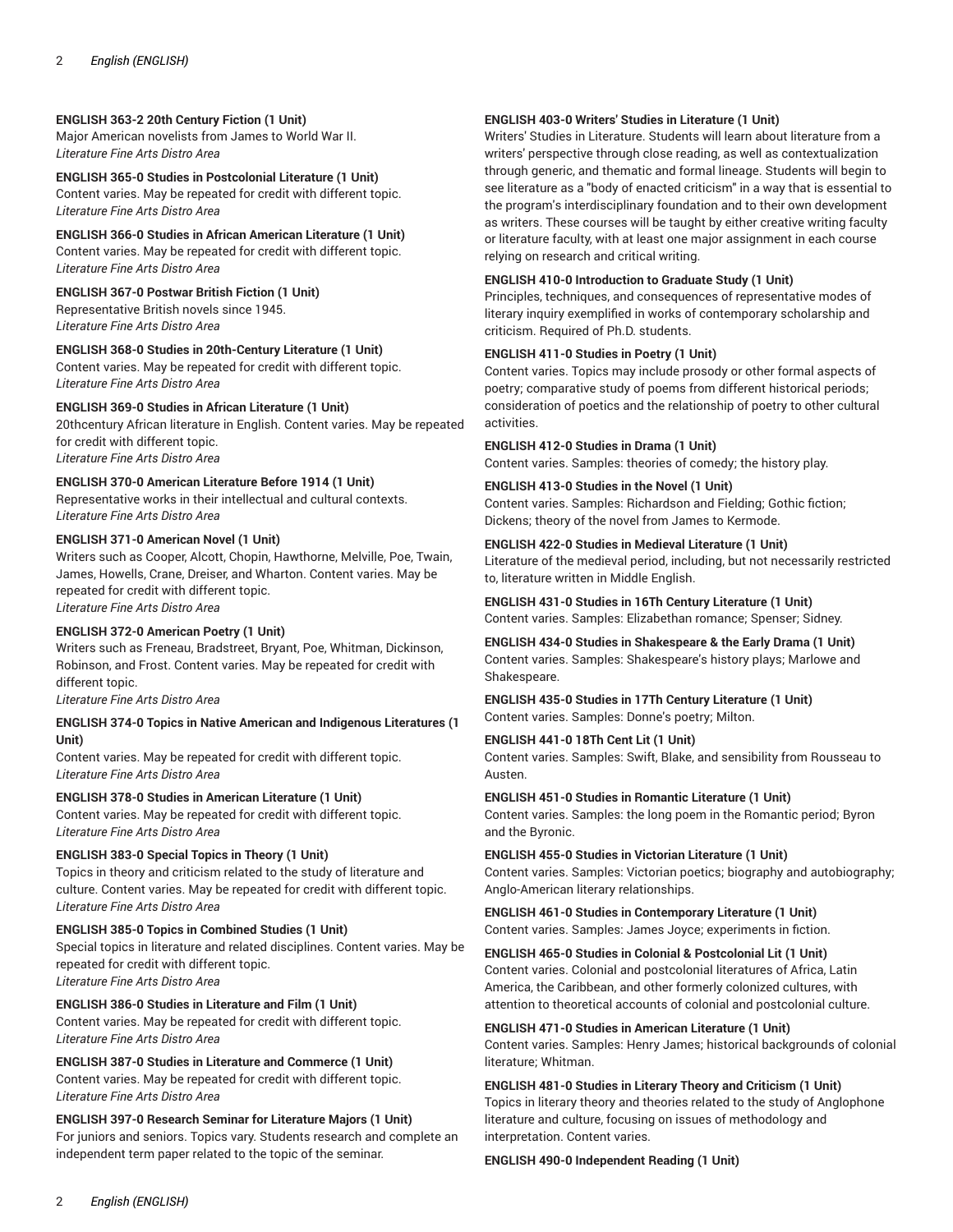**ENGLISH 363-2 20th Century Fiction (1 Unit)**
Major American novelists from James to World War II.
*Literature Fine Arts Distro Area*

**ENGLISH 365-0 Studies in Postcolonial Literature (1 Unit)**
Content varies. May be repeated for credit with different topic.
*Literature Fine Arts Distro Area*

**ENGLISH 366-0 Studies in African American Literature (1 Unit)**
Content varies. May be repeated for credit with different topic.
*Literature Fine Arts Distro Area*

**ENGLISH 367-0 Postwar British Fiction (1 Unit)**
Representative British novels since 1945.
*Literature Fine Arts Distro Area*

**ENGLISH 368-0 Studies in 20th-Century Literature (1 Unit)**
Content varies. May be repeated for credit with different topic.
*Literature Fine Arts Distro Area*

**ENGLISH 369-0 Studies in African Literature (1 Unit)**
20thcentury African literature in English. Content varies. May be repeated for credit with different topic.
*Literature Fine Arts Distro Area*

**ENGLISH 370-0 American Literature Before 1914 (1 Unit)**
Representative works in their intellectual and cultural contexts.
*Literature Fine Arts Distro Area*

**ENGLISH 371-0 American Novel (1 Unit)**
Writers such as Cooper, Alcott, Chopin, Hawthorne, Melville, Poe, Twain, James, Howells, Crane, Dreiser, and Wharton. Content varies. May be repeated for credit with different topic.
*Literature Fine Arts Distro Area*

**ENGLISH 372-0 American Poetry (1 Unit)**
Writers such as Freneau, Bradstreet, Bryant, Poe, Whitman, Dickinson, Robinson, and Frost. Content varies. May be repeated for credit with different topic.
*Literature Fine Arts Distro Area*

**ENGLISH 374-0 Topics in Native American and Indigenous Literatures (1 Unit)**
Content varies. May be repeated for credit with different topic.
*Literature Fine Arts Distro Area*

**ENGLISH 378-0 Studies in American Literature (1 Unit)**
Content varies. May be repeated for credit with different topic.
*Literature Fine Arts Distro Area*

**ENGLISH 383-0 Special Topics in Theory (1 Unit)**
Topics in theory and criticism related to the study of literature and culture. Content varies. May be repeated for credit with different topic.
*Literature Fine Arts Distro Area*

**ENGLISH 385-0 Topics in Combined Studies (1 Unit)**
Special topics in literature and related disciplines. Content varies. May be repeated for credit with different topic.
*Literature Fine Arts Distro Area*

**ENGLISH 386-0 Studies in Literature and Film (1 Unit)**
Content varies. May be repeated for credit with different topic.
*Literature Fine Arts Distro Area*

**ENGLISH 387-0 Studies in Literature and Commerce (1 Unit)**
Content varies. May be repeated for credit with different topic.
*Literature Fine Arts Distro Area*

**ENGLISH 397-0 Research Seminar for Literature Majors (1 Unit)**
For juniors and seniors. Topics vary. Students research and complete an independent term paper related to the topic of the seminar.

**ENGLISH 403-0 Writers' Studies in Literature (1 Unit)**
Writers' Studies in Literature. Students will learn about literature from a writers' perspective through close reading, as well as contextualization through generic, and thematic and formal lineage. Students will begin to see literature as a "body of enacted criticism" in a way that is essential to the program's interdisciplinary foundation and to their own development as writers. These courses will be taught by either creative writing faculty or literature faculty, with at least one major assignment in each course relying on research and critical writing.

**ENGLISH 410-0 Introduction to Graduate Study (1 Unit)**
Principles, techniques, and consequences of representative modes of literary inquiry exemplified in works of contemporary scholarship and criticism. Required of Ph.D. students.

**ENGLISH 411-0 Studies in Poetry (1 Unit)**
Content varies. Topics may include prosody or other formal aspects of poetry; comparative study of poems from different historical periods; consideration of poetics and the relationship of poetry to other cultural activities.

**ENGLISH 412-0 Studies in Drama (1 Unit)**
Content varies. Samples: theories of comedy; the history play.

**ENGLISH 413-0 Studies in the Novel (1 Unit)**
Content varies. Samples: Richardson and Fielding; Gothic fiction; Dickens; theory of the novel from James to Kermode.

**ENGLISH 422-0 Studies in Medieval Literature (1 Unit)**
Literature of the medieval period, including, but not necessarily restricted to, literature written in Middle English.

**ENGLISH 431-0 Studies in 16Th Century Literature (1 Unit)**
Content varies. Samples: Elizabethan romance; Spenser; Sidney.

**ENGLISH 434-0 Studies in Shakespeare & the Early Drama (1 Unit)**
Content varies. Samples: Shakespeare's history plays; Marlowe and Shakespeare.

**ENGLISH 435-0 Studies in 17Th Century Literature (1 Unit)**
Content varies. Samples: Donne's poetry; Milton.

**ENGLISH 441-0 18Th Cent Lit (1 Unit)**
Content varies. Samples: Swift, Blake, and sensibility from Rousseau to Austen.

**ENGLISH 451-0 Studies in Romantic Literature (1 Unit)**
Content varies. Samples: the long poem in the Romantic period; Byron and the Byronic.

**ENGLISH 455-0 Studies in Victorian Literature (1 Unit)**
Content varies. Samples: Victorian poetics; biography and autobiography; Anglo-American literary relationships.

**ENGLISH 461-0 Studies in Contemporary Literature (1 Unit)**
Content varies. Samples: James Joyce; experiments in fiction.

**ENGLISH 465-0 Studies in Colonial & Postcolonial Lit (1 Unit)**
Content varies. Colonial and postcolonial literatures of Africa, Latin America, the Caribbean, and other formerly colonized cultures, with attention to theoretical accounts of colonial and postcolonial culture.

**ENGLISH 471-0 Studies in American Literature (1 Unit)**
Content varies. Samples: Henry James; historical backgrounds of colonial literature; Whitman.

**ENGLISH 481-0 Studies in Literary Theory and Criticism (1 Unit)**
Topics in literary theory and theories related to the study of Anglophone literature and culture, focusing on issues of methodology and interpretation. Content varies.

**ENGLISH 490-0 Independent Reading (1 Unit)**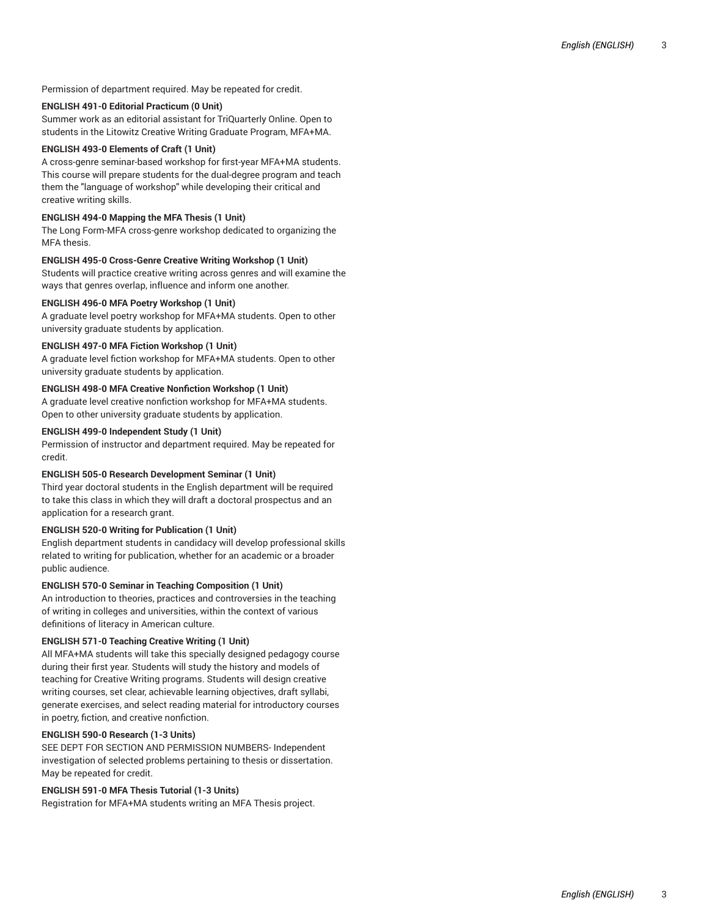Permission of department required. May be repeated for credit.

**ENGLISH 491-0 Editorial Practicum (0 Unit)**
Summer work as an editorial assistant for TriQuarterly Online. Open to students in the Litowitz Creative Writing Graduate Program, MFA+MA.

**ENGLISH 493-0 Elements of Craft (1 Unit)**
A cross-genre seminar-based workshop for first-year MFA+MA students. This course will prepare students for the dual-degree program and teach them the "language of workshop" while developing their critical and creative writing skills.

**ENGLISH 494-0 Mapping the MFA Thesis (1 Unit)**
The Long Form-MFA cross-genre workshop dedicated to organizing the MFA thesis.

**ENGLISH 495-0 Cross-Genre Creative Writing Workshop (1 Unit)**
Students will practice creative writing across genres and will examine the ways that genres overlap, influence and inform one another.

**ENGLISH 496-0 MFA Poetry Workshop (1 Unit)**
A graduate level poetry workshop for MFA+MA students. Open to other university graduate students by application.

**ENGLISH 497-0 MFA Fiction Workshop (1 Unit)**
A graduate level fiction workshop for MFA+MA students. Open to other university graduate students by application.

**ENGLISH 498-0 MFA Creative Nonfiction Workshop (1 Unit)**
A graduate level creative nonfiction workshop for MFA+MA students. Open to other university graduate students by application.

**ENGLISH 499-0 Independent Study (1 Unit)**
Permission of instructor and department required. May be repeated for credit.

**ENGLISH 505-0 Research Development Seminar (1 Unit)**
Third year doctoral students in the English department will be required to take this class in which they will draft a doctoral prospectus and an application for a research grant.

**ENGLISH 520-0 Writing for Publication (1 Unit)**
English department students in candidacy will develop professional skills related to writing for publication, whether for an academic or a broader public audience.

**ENGLISH 570-0 Seminar in Teaching Composition (1 Unit)**
An introduction to theories, practices and controversies in the teaching of writing in colleges and universities, within the context of various definitions of literacy in American culture.

**ENGLISH 571-0 Teaching Creative Writing (1 Unit)**
All MFA+MA students will take this specially designed pedagogy course during their first year. Students will study the history and models of teaching for Creative Writing programs. Students will design creative writing courses, set clear, achievable learning objectives, draft syllabi, generate exercises, and select reading material for introductory courses in poetry, fiction, and creative nonfiction.

**ENGLISH 590-0 Research (1-3 Units)**
SEE DEPT FOR SECTION AND PERMISSION NUMBERS- Independent investigation of selected problems pertaining to thesis or dissertation. May be repeated for credit.

**ENGLISH 591-0 MFA Thesis Tutorial (1-3 Units)**
Registration for MFA+MA students writing an MFA Thesis project.